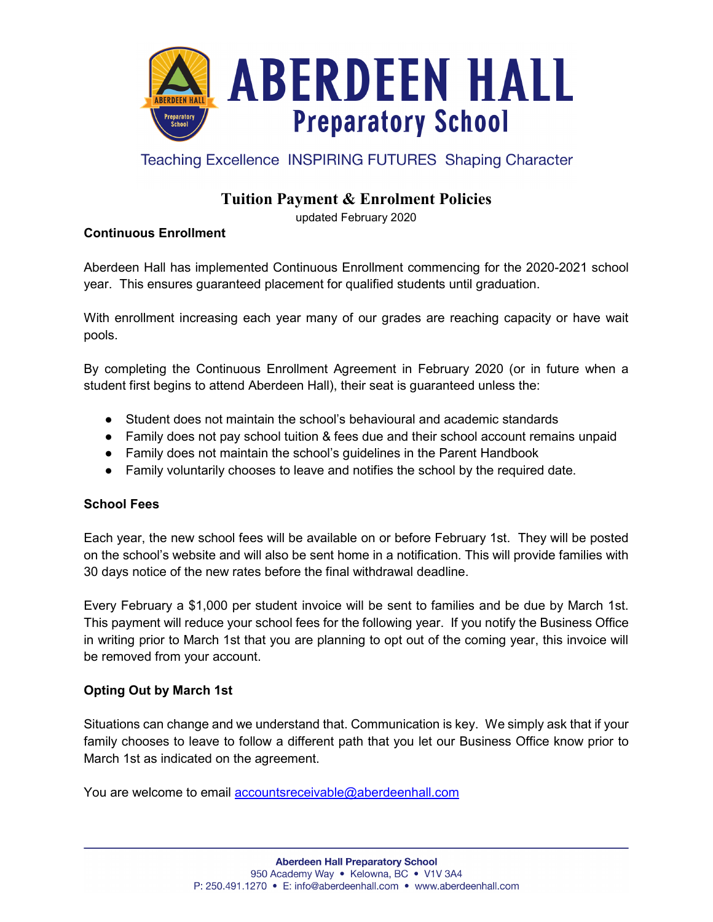# ABERDEEN HALL Preparatory School

Teaching Excellence INSPIRING FUTURES Shaping Character

## Tuition Payment & Enrolment Policies

updated February 2020

### Continuous Enrollment

Aberdeen Hall has implemented Continuous Enrollment commencing for the 2020-2021 school year. This ensures guaranteed placement for qualified students until graduation.

With enrollment increasing each year many of our grades are reaching capacity or have wait pools.

By completing the Continuous Enrollment Agreement in February 2020 (or in future when a student first begins to attend Aberdeen Hall), their seat is guaranteed unless the:

- Student does not maintain the school's behavioural and academic standards
- Family does not pay school tuition & fees due and their school account remains unpaid
- Family does not maintain the school's guidelines in the Parent Handbook
- Family voluntarily chooses to leave and notifies the school by the required date.

### School Fees

Each year, the new school fees will be available on or before February 1st. They will be posted on the school's website and will also be sent home in a notification. This will provide families with 30 days notice of the new rates before the final withdrawal deadline.

Every February a $1,000 per student invoice will be sent to families and be due by March 1st. This payment will reduce your school fees for the following year. If you notify the Business Office in writing prior to March 1st that you are planning to opt out of the coming year, this invoice will be removed from your account.

### Opting Out by March 1st

Situations can change and we understand that. Communication is key. We simply ask that if your family chooses to leave to follow a different path that you let our Business Office know prior to March 1st as indicated on the agreement.

You are welcome to email accountsreceivable@aberdeenhall.com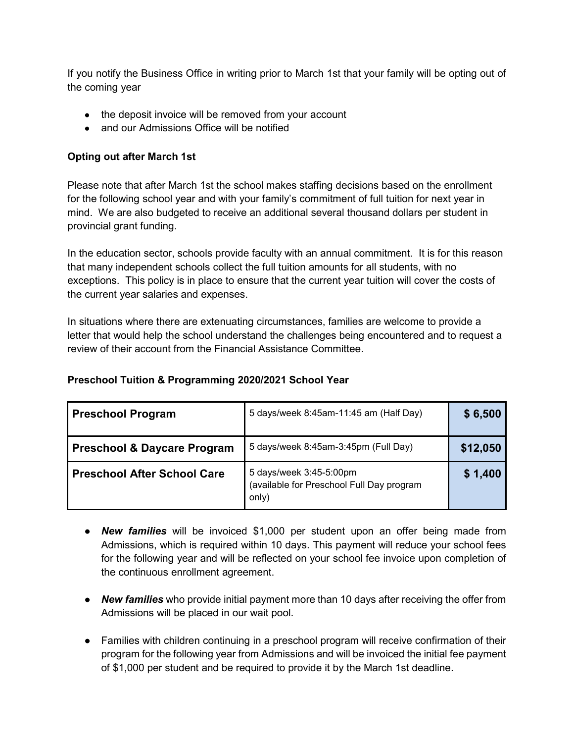If you notify the Business Office in writing prior to March 1st that your family will be opting out of the coming year

- the deposit invoice will be removed from your account
- and our Admissions Office will be notified

**Opting out after March 1st**

Please note that after March 1st the school makes staffing decisions based on the enrollment for the following school year and with your family's commitment of full tuition for next year in mind. We are also budgeted to receive an additional several thousand dollars per student in provincial grant funding.

In the education sector, schools provide faculty with an annual commitment. It is for this reason that many independent schools collect the full tuition amounts for all students, with no exceptions. This policy is in place to ensure that the current year tuition will cover the costs of the current year salaries and expenses.

In situations where there are extenuating circumstances, families are welcome to provide a letter that would help the school understand the challenges being encountered and to request a review of their account from the Financial Assistance Committee.

**Preschool Tuition & Programming 2020/2021 School Year**

| | | |
|---|---|---|
| **Preschool Program** | 5 days/week 8:45am-11:45 am (Half Day) | **$ 6,500** |
| **Preschool & Daycare Program** | 5 days/week 8:45am-3:45pm (Full Day) | **$12,050** |
| **Preschool After School Care** | 5 days/week 3:45-5:00pm (available for Preschool Full Day program only) | **$ 1,400** |

- ***New families*** will be invoiced $1,000 per student upon an offer being made from Admissions, which is required within 10 days. This payment will reduce your school fees for the following year and will be reflected on your school fee invoice upon completion of the continuous enrollment agreement.

- ***New families*** who provide initial payment more than 10 days after receiving the offer from Admissions will be placed in our wait pool.

- Families with children continuing in a preschool program will receive confirmation of their program for the following year from Admissions and will be invoiced the initial fee payment of $1,000 per student and be required to provide it by the March 1st deadline.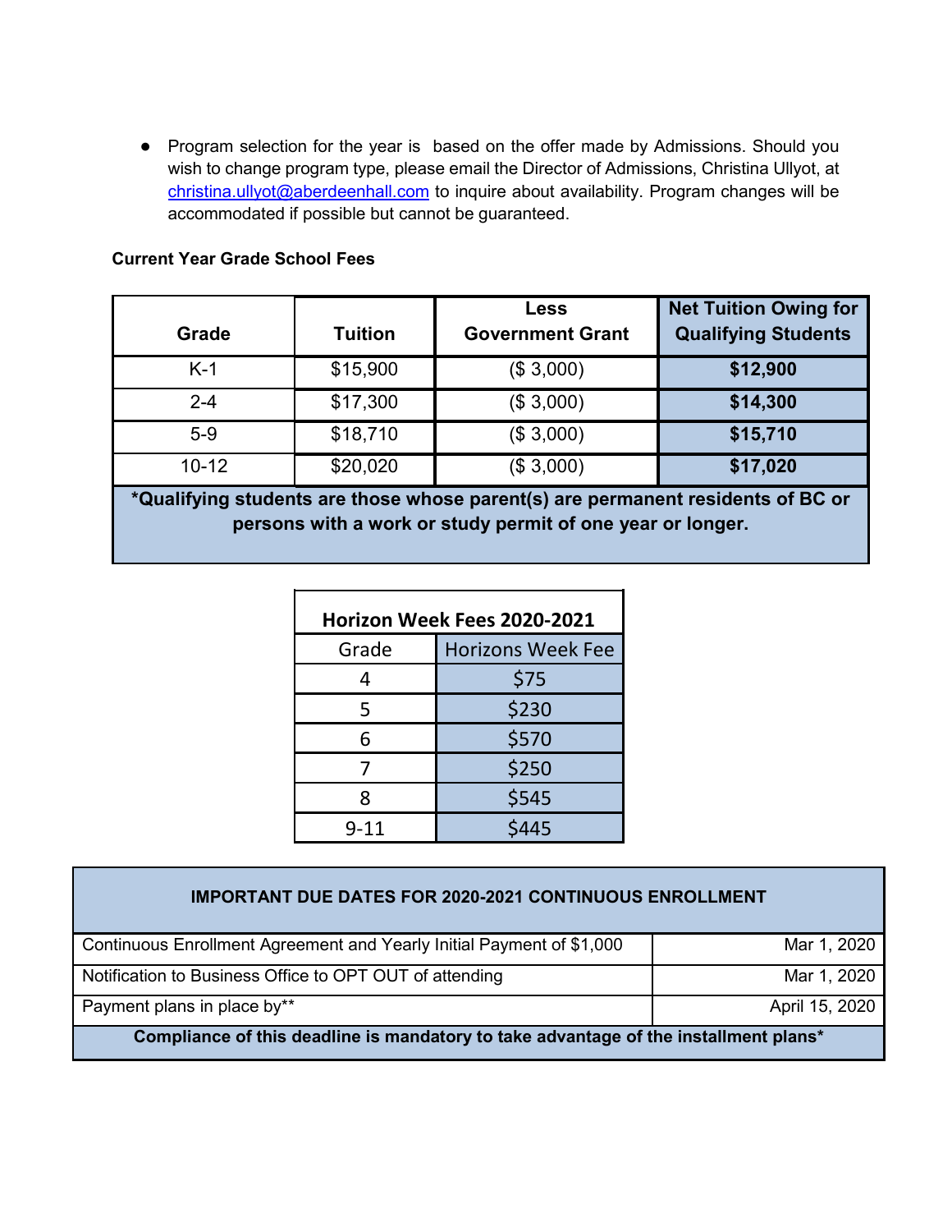- Program selection for the year is based on the offer made by Admissions. Should you wish to change program type, please email the Director of Admissions, Christina Ullyot, at christina.ullyot@aberdeenhall.com to inquire about availability. Program changes will be accommodated if possible but cannot be guaranteed.

**Current Year Grade School Fees**

| Grade | Tuition | Less Government Grant | Net Tuition Owing for Qualifying Students |
|---|---|---|---|
| K-1 | $15,900 | ($ 3,000) | **$12,900** |
| 2-4 | $17,300 | ($ 3,000) | **$14,300** |
| 5-9 | $18,710 | ($ 3,000) | **$15,710** |
| 10-12 | $20,020 | ($ 3,000) | **$17,020** |
| ***Qualifying students are those whose parent(s) are permanent residents of BC or persons with a work or study permit of one year or longer.** | | | |

| **Horizon Week Fees 2020-2021** | |
|---|---|
| Grade | Horizons Week Fee |
| 4 | $75 |
| 5 | $230 |
| 6 | $570 |
| 7 | $250 |
| 8 | $545 |
| 9-11 | $445 |

| **IMPORTANT DUE DATES FOR 2020-2021 CONTINUOUS ENROLLMENT** | |
|---|---|
| Continuous Enrollment Agreement and Yearly Initial Payment of $1,000 | Mar 1, 2020 |
| Notification to Business Office to OPT OUT of attending | Mar 1, 2020 |
| Payment plans in place by** | April 15, 2020 |
| **Compliance of this deadline is mandatory to take advantage of the installment plans*** | |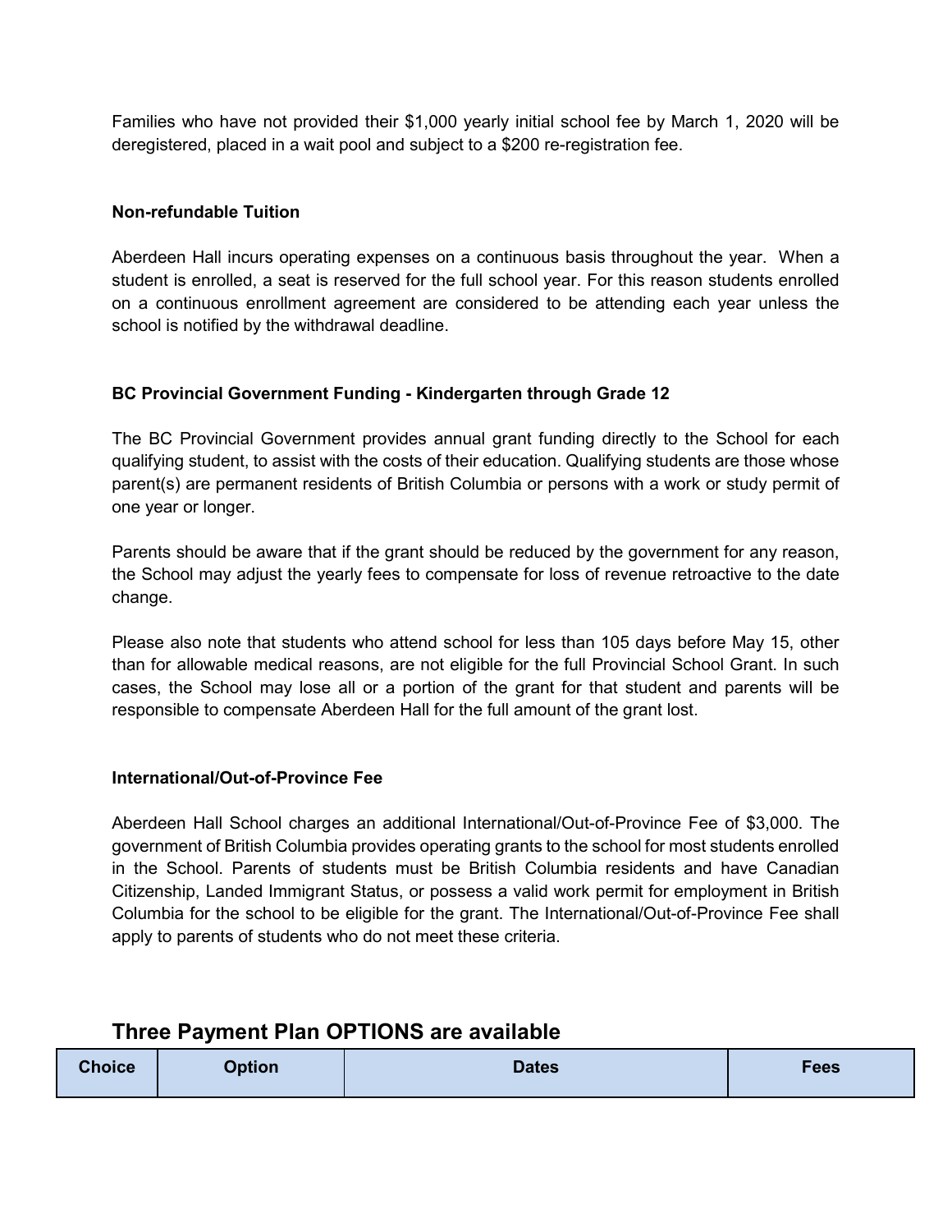Families who have not provided their $1,000 yearly initial school fee by March 1, 2020 will be deregistered, placed in a wait pool and subject to a $200 re-registration fee.

### Non-refundable Tuition

Aberdeen Hall incurs operating expenses on a continuous basis throughout the year. When a student is enrolled, a seat is reserved for the full school year. For this reason students enrolled on a continuous enrollment agreement are considered to be attending each year unless the school is notified by the withdrawal deadline.

### BC Provincial Government Funding - Kindergarten through Grade 12

The BC Provincial Government provides annual grant funding directly to the School for each qualifying student, to assist with the costs of their education. Qualifying students are those whose parent(s) are permanent residents of British Columbia or persons with a work or study permit of one year or longer.

Parents should be aware that if the grant should be reduced by the government for any reason, the School may adjust the yearly fees to compensate for loss of revenue retroactive to the date change.

Please also note that students who attend school for less than 105 days before May 15, other than for allowable medical reasons, are not eligible for the full Provincial School Grant. In such cases, the School may lose all or a portion of the grant for that student and parents will be responsible to compensate Aberdeen Hall for the full amount of the grant lost.

### International/Out-of-Province Fee

Aberdeen Hall School charges an additional International/Out-of-Province Fee of $3,000. The government of British Columbia provides operating grants to the school for most students enrolled in the School. Parents of students must be British Columbia residents and have Canadian Citizenship, Landed Immigrant Status, or possess a valid work permit for employment in British Columbia for the school to be eligible for the grant. The International/Out-of-Province Fee shall apply to parents of students who do not meet these criteria.

## Three Payment Plan OPTIONS are available

| Choice | Option | Dates | Fees |
|---|---|---|---|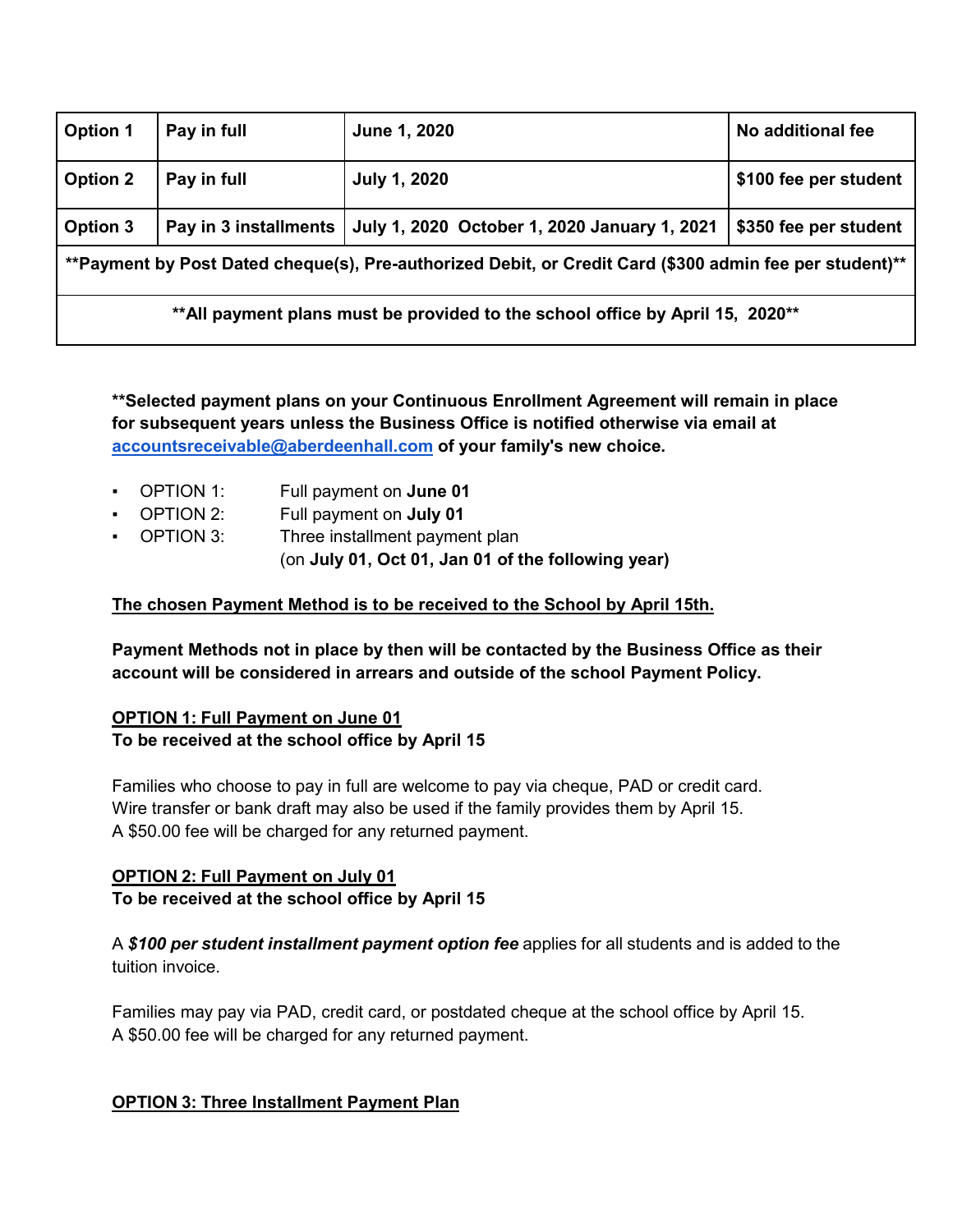| Option 1 | Pay in full | June 1, 2020 | No additional fee |
|---|---|---|---|
| Option 2 | Pay in full | July 1, 2020 | $100 fee per student |
| Option 3 | Pay in 3 installments | July 1, 2020 October 1, 2020 January 1, 2021 | $350 fee per student |
| **Payment by Post Dated cheque(s), Pre-authorized Debit, or Credit Card ($300 admin fee per student)** | | | |
| **All payment plans must be provided to the school office by April 15, 2020** | | | |

**\*\*Selected payment plans on your Continuous Enrollment Agreement will remain in place for subsequent years unless the Business Office is notified otherwise via email at [accountsreceivable@aberdeenhall.com](mailto:accountsreceivable@aberdeenhall.com) of your family's new choice.**

- OPTION 1: Full payment on **June 01**
- OPTION 2: Full payment on **July 01**
- OPTION 3: Three installment payment plan (on **July 01, Oct 01, Jan 01 of the following year)**

**The chosen Payment Method is to be received to the School by April 15th.**

**Payment Methods not in place by then will be contacted by the Business Office as their account will be considered in arrears and outside of the school Payment Policy.**

**OPTION 1: Full Payment on June 01**
**To be received at the school office by April 15**

Families who choose to pay in full are welcome to pay via cheque, PAD or credit card. Wire transfer or bank draft may also be used if the family provides them by April 15. A $50.00 fee will be charged for any returned payment.

**OPTION 2: Full Payment on July 01**
**To be received at the school office by April 15**

A ***$100 per student installment payment option fee*** applies for all students and is added to the tuition invoice.

Families may pay via PAD, credit card, or postdated cheque at the school office by April 15. A $50.00 fee will be charged for any returned payment.

**OPTION 3: Three Installment Payment Plan**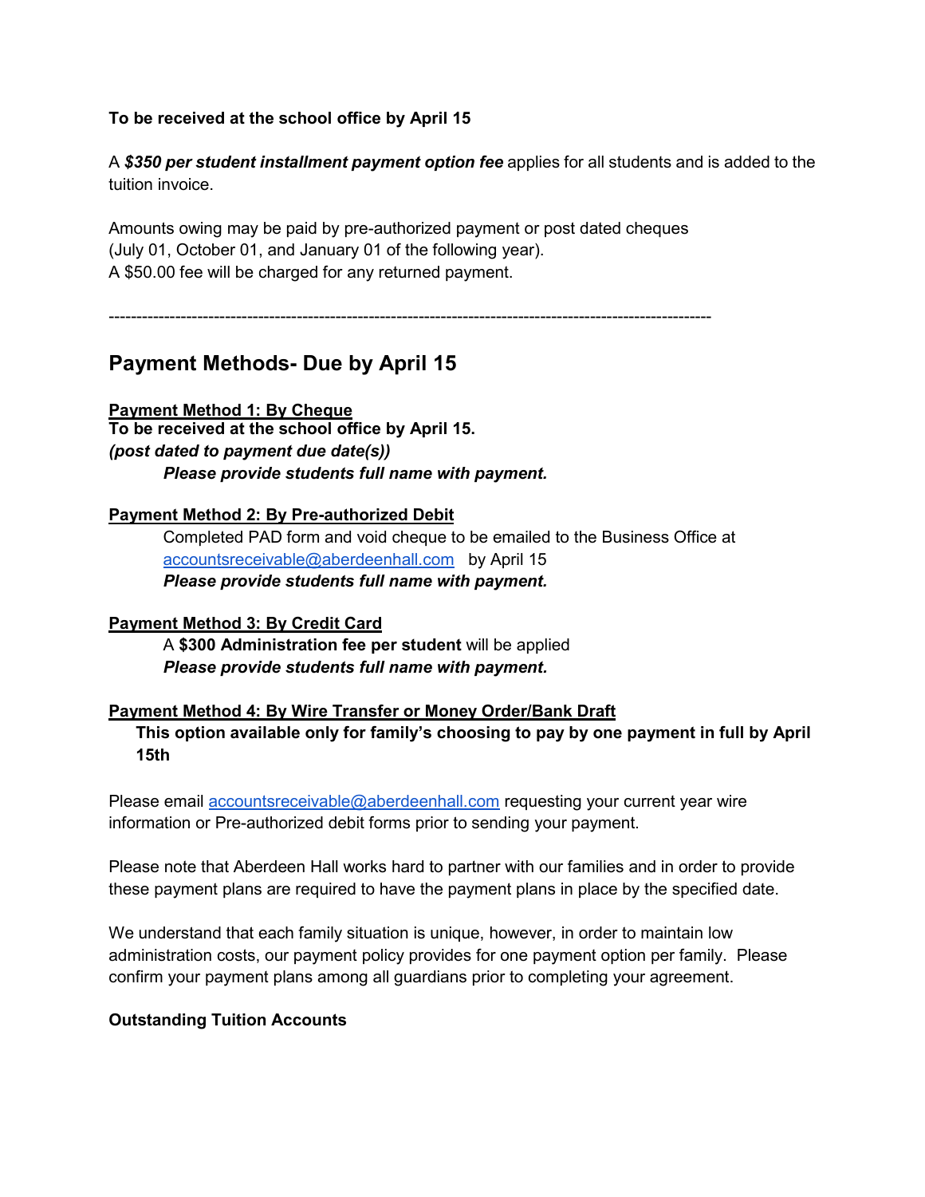**To be received at the school office by April 15**

A ***$350 per student installment payment option fee*** applies for all students and is added to the tuition invoice.

Amounts owing may be paid by pre-authorized payment or post dated cheques (July 01, October 01, and January 01 of the following year).
A $50.00 fee will be charged for any returned payment.

---

## Payment Methods- Due by April 15

**Payment Method 1: By Cheque**
**To be received at the school office by April 15.**
***(post dated to payment due date(s))***
***Please provide students full name with payment.***

**Payment Method 2: By Pre-authorized Debit**
Completed PAD form and void cheque to be emailed to the Business Office at accountsreceivable@aberdeenhall.com by April 15
***Please provide students full name with payment.***

**Payment Method 3: By Credit Card**
A **$300 Administration fee per student** will be applied
***Please provide students full name with payment.***

**Payment Method 4: By Wire Transfer or Money Order/Bank Draft**
**This option available only for family's choosing to pay by one payment in full by April 15th**

Please email accountsreceivable@aberdeenhall.com requesting your current year wire information or Pre-authorized debit forms prior to sending your payment.

Please note that Aberdeen Hall works hard to partner with our families and in order to provide these payment plans are required to have the payment plans in place by the specified date.

We understand that each family situation is unique, however, in order to maintain low administration costs, our payment policy provides for one payment option per family. Please confirm your payment plans among all guardians prior to completing your agreement.

**Outstanding Tuition Accounts**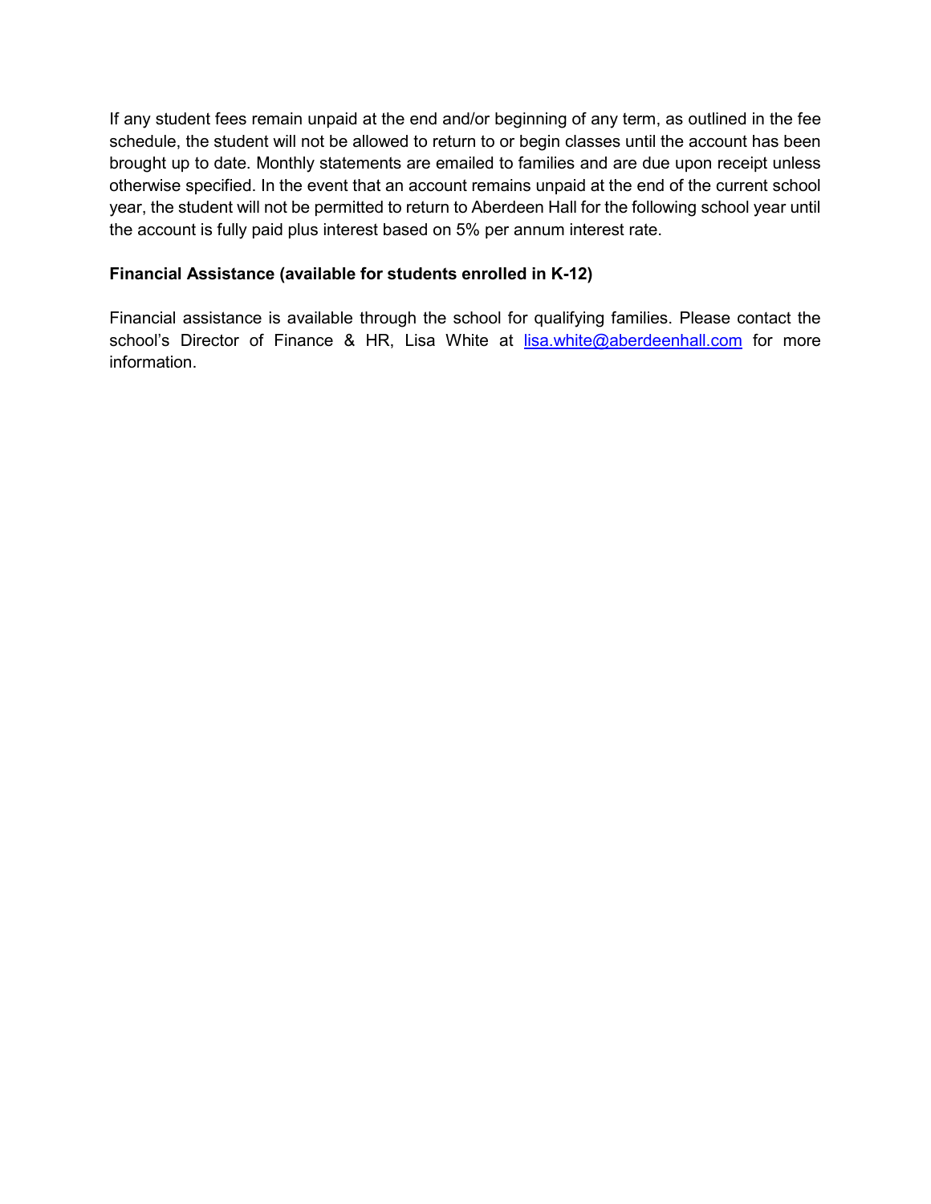If any student fees remain unpaid at the end and/or beginning of any term, as outlined in the fee schedule, the student will not be allowed to return to or begin classes until the account has been brought up to date. Monthly statements are emailed to families and are due upon receipt unless otherwise specified. In the event that an account remains unpaid at the end of the current school year, the student will not be permitted to return to Aberdeen Hall for the following school year until the account is fully paid plus interest based on 5% per annum interest rate.

**Financial Assistance (available for students enrolled in K-12)**

Financial assistance is available through the school for qualifying families. Please contact the school's Director of Finance & HR, Lisa White at lisa.white@aberdeenhall.com for more information.